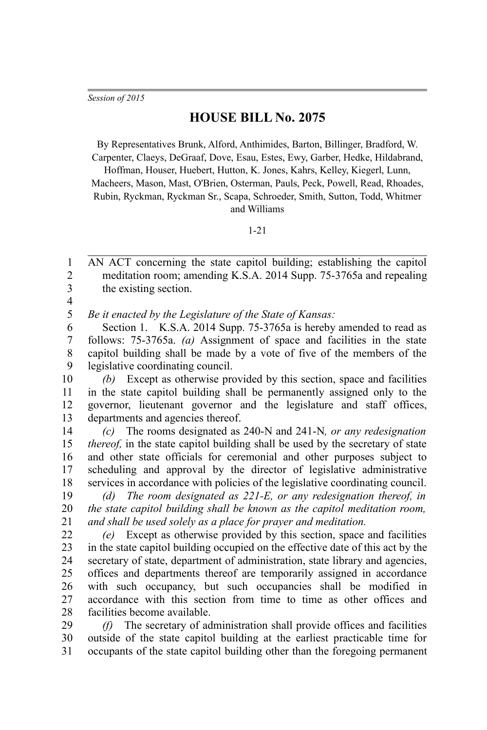*Session of 2015*

# HOUSE BILL No. 2075

By Representatives Brunk, Alford, Anthimides, Barton, Billinger, Bradford, W. Carpenter, Claeys, DeGraaf, Dove, Esau, Estes, Ewy, Garber, Hedke, Hildabrand, Hoffman, Houser, Huebert, Hutton, K. Jones, Kahrs, Kelley, Kiegerl, Lunn, Macheers, Mason, Mast, O'Brien, Osterman, Pauls, Peck, Powell, Read, Rhoades, Rubin, Ryckman, Ryckman Sr., Scapa, Schroeder, Smith, Sutton, Todd, Whitmer and Williams

1-21

AN ACT concerning the state capitol building; establishing the capitol meditation room; amending K.S.A. 2014 Supp. 75-3765a and repealing the existing section.

*Be it enacted by the Legislature of the State of Kansas:*

Section 1. K.S.A. 2014 Supp. 75-3765a is hereby amended to read as follows: 75-3765a. *(a)* Assignment of space and facilities in the state capitol building shall be made by a vote of five of the members of the legislative coordinating council.

*(b)* Except as otherwise provided by this section, space and facilities in the state capitol building shall be permanently assigned only to the governor, lieutenant governor and the legislature and staff offices, departments and agencies thereof.

*(c)* The rooms designated as 240-N and 241-N*, or any redesignation thereof,* in the state capitol building shall be used by the secretary of state and other state officials for ceremonial and other purposes subject to scheduling and approval by the director of legislative administrative services in accordance with policies of the legislative coordinating council.

*(d) The room designated as 221-E, or any redesignation thereof, in the state capitol building shall be known as the capitol meditation room, and shall be used solely as a place for prayer and meditation.*

*(e)* Except as otherwise provided by this section, space and facilities in the state capitol building occupied on the effective date of this act by the secretary of state, department of administration, state library and agencies, offices and departments thereof are temporarily assigned in accordance with such occupancy, but such occupancies shall be modified in accordance with this section from time to time as other offices and facilities become available.

*(f)* The secretary of administration shall provide offices and facilities outside of the state capitol building at the earliest practicable time for occupants of the state capitol building other than the foregoing permanent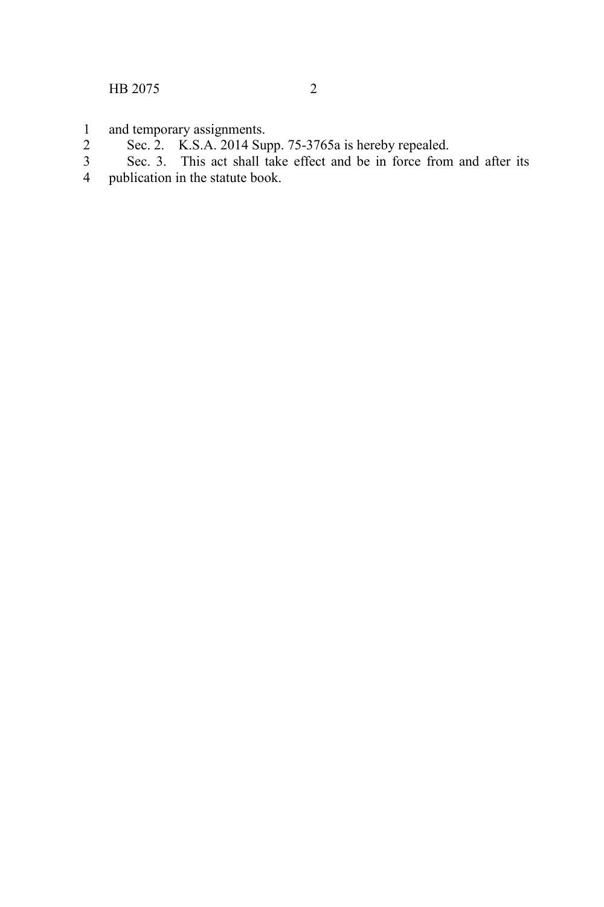and temporary assignments.

Sec. 2. K.S.A. 2014 Supp. 75-3765a is hereby repealed.

Sec. 3. This act shall take effect and be in force from and after its publication in the statute book.